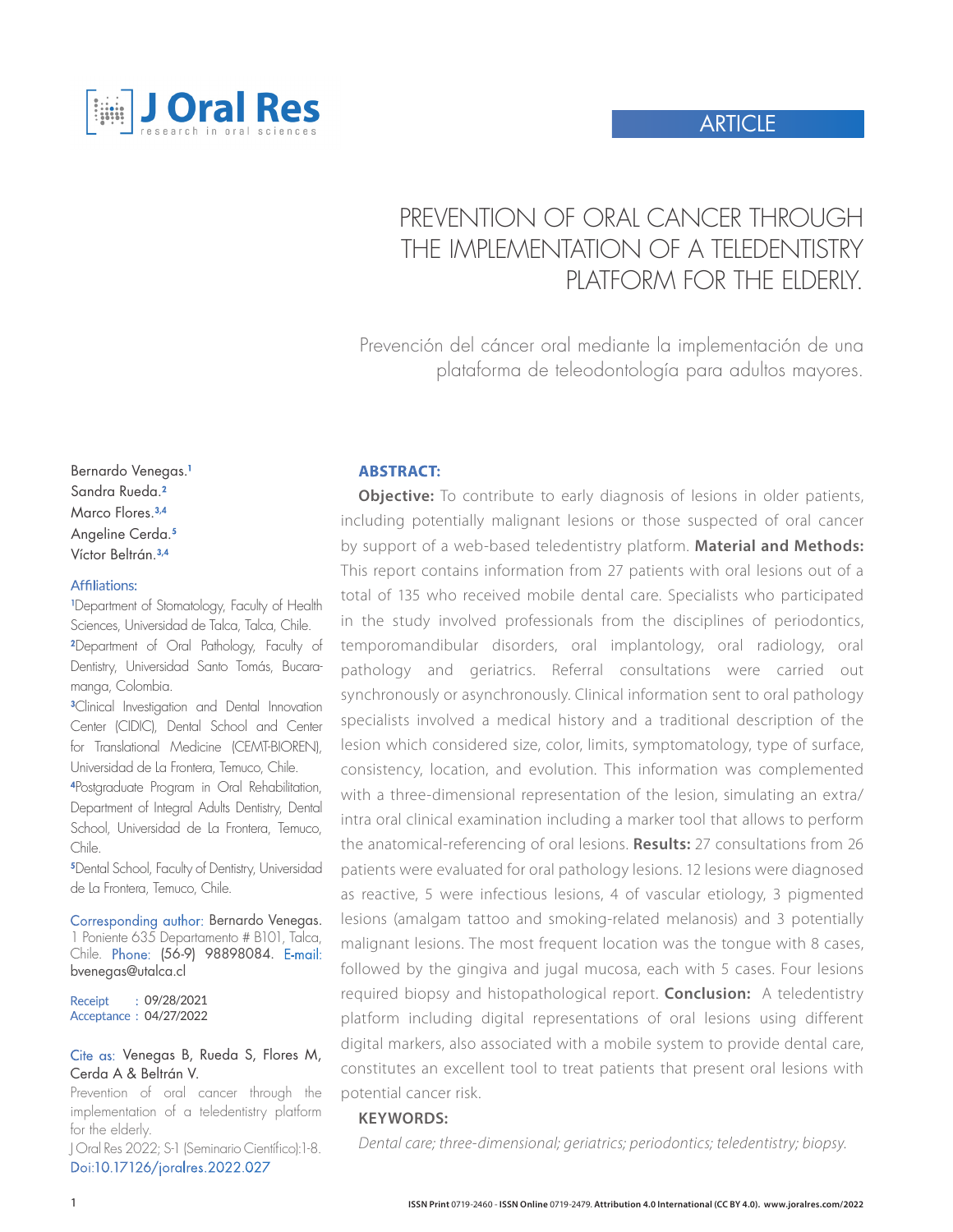ARTICLE

# PREVENTION OF ORAL CANCER THROUGH THE IMPLEMENTATION OF A TELEDENTISTRY PLATFORM FOR THE ELDERLY.

Prevención del cáncer oral mediante la implementación de una plataforma de teleodontología para adultos mayores.

Bernardo Venegas.[1]
Sandra Rueda.[2]
Marco Flores.[3,4]
Angeline Cerda.[5]
Víctor Beltrán.[3,4]

Affiliations:

[1]Department of Stomatology, Faculty of Health Sciences, Universidad de Talca, Talca, Chile.
[2]Department of Oral Pathology, Faculty of Dentistry, Universidad Santo Tomás, Bucaramanga, Colombia.
[3]Clinical Investigation and Dental Innovation Center (CIDIC), Dental School and Center for Translational Medicine (CEMT-BIOREN), Universidad de La Frontera, Temuco, Chile.
[4]Postgraduate Program in Oral Rehabilitation, Department of Integral Adults Dentistry, Dental School, Universidad de La Frontera, Temuco, Chile.
[5]Dental School, Faculty of Dentistry, Universidad de La Frontera, Temuco, Chile.

Corresponding author: Bernardo Venegas. 1 Poniente 635 Departamento # B101, Talca, Chile. Phone: (56-9) 98898084. E-mail: bvenegas@utalca.cl

Receipt : 09/28/2021
Acceptance : 04/27/2022

Cite as: Venegas B, Rueda S, Flores M, Cerda A & Beltrán V.
Prevention of oral cancer through the implementation of a teledentistry platform for the elderly.
J Oral Res 2022; S-1 (Seminario Científico):1-8.
Doi:10.17126/joralres.2022.027

## ABSTRACT:

**Objective:** To contribute to early diagnosis of lesions in older patients, including potentially malignant lesions or those suspected of oral cancer by support of a web-based teledentistry platform. **Material and Methods:** This report contains information from 27 patients with oral lesions out of a total of 135 who received mobile dental care. Specialists who participated in the study involved professionals from the disciplines of periodontics, temporomandibular disorders, oral implantology, oral radiology, oral pathology and geriatrics. Referral consultations were carried out synchronously or asynchronously. Clinical information sent to oral pathology specialists involved a medical history and a traditional description of the lesion which considered size, color, limits, symptomatology, type of surface, consistency, location, and evolution. This information was complemented with a three-dimensional representation of the lesion, simulating an extra/intra oral clinical examination including a marker tool that allows to perform the anatomical-referencing of oral lesions. **Results:** 27 consultations from 26 patients were evaluated for oral pathology lesions. 12 lesions were diagnosed as reactive, 5 were infectious lesions, 4 of vascular etiology, 3 pigmented lesions (amalgam tattoo and smoking-related melanosis) and 3 potentially malignant lesions. The most frequent location was the tongue with 8 cases, followed by the gingiva and jugal mucosa, each with 5 cases. Four lesions required biopsy and histopathological report. **Conclusion:** A teledentistry platform including digital representations of oral lesions using different digital markers, also associated with a mobile system to provide dental care, constitutes an excellent tool to treat patients that present oral lesions with potential cancer risk.

## KEYWORDS:

*Dental care; three-dimensional; geriatrics; periodontics; teledentistry; biopsy.*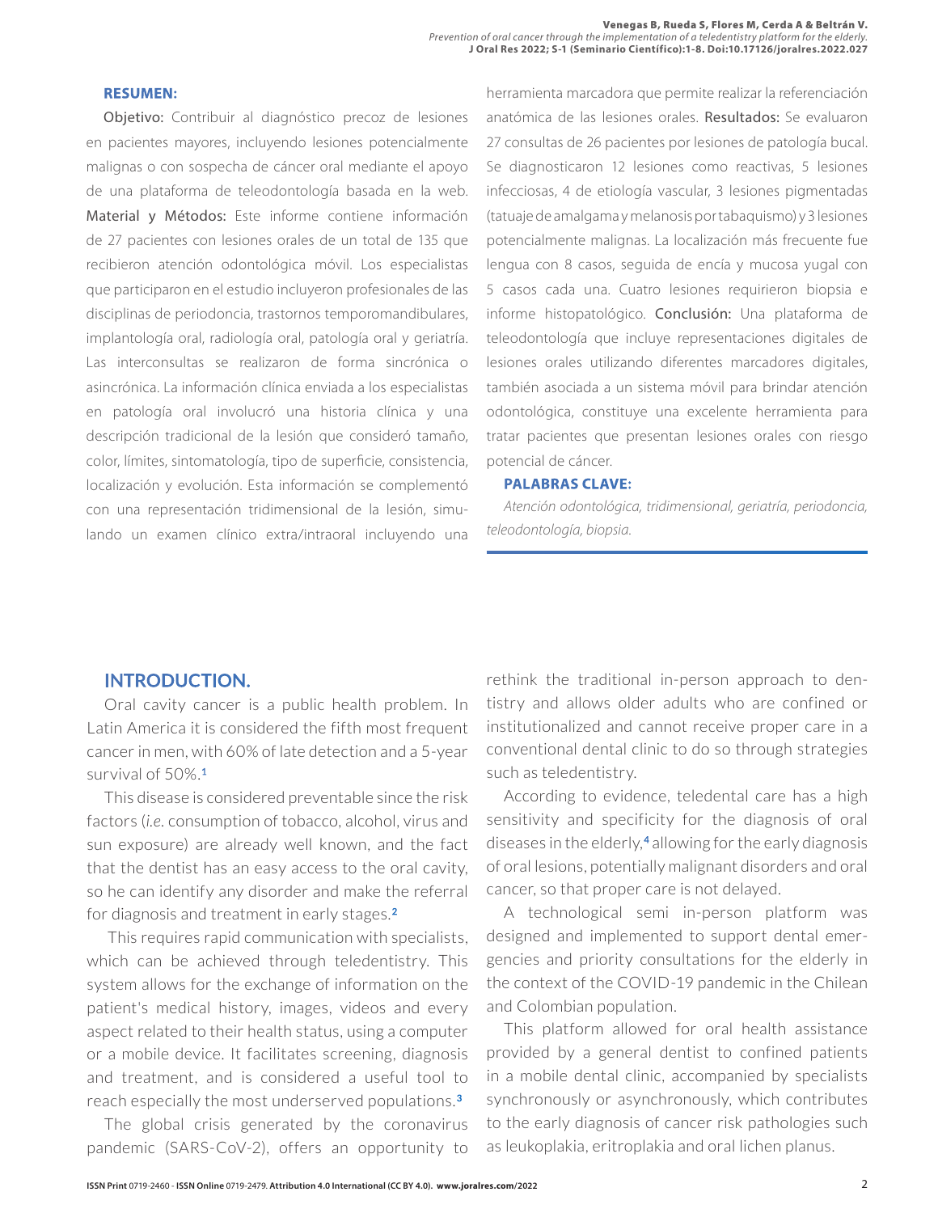## RESUMEN:

Objetivo: Contribuir al diagnóstico precoz de lesiones en pacientes mayores, incluyendo lesiones potencialmente malignas o con sospecha de cáncer oral mediante el apoyo de una plataforma de teleodontología basada en la web. Material y Métodos: Este informe contiene información de 27 pacientes con lesiones orales de un total de 135 que recibieron atención odontológica móvil. Los especialistas que participaron en el estudio incluyeron profesionales de las disciplinas de periodoncia, trastornos temporomandibulares, implantología oral, radiología oral, patología oral y geriatría. Las interconsultas se realizaron de forma sincrónica o asincrónica. La información clínica enviada a los especialistas en patología oral involucró una historia clínica y una descripción tradicional de la lesión que consideró tamaño, color, límites, sintomatología, tipo de superficie, consistencia, localización y evolución. Esta información se complementó con una representación tridimensional de la lesión, simulando un examen clínico extra/intraoral incluyendo una herramienta marcadora que permite realizar la referenciación anatómica de las lesiones orales. Resultados: Se evaluaron 27 consultas de 26 pacientes por lesiones de patología bucal. Se diagnosticaron 12 lesiones como reactivas, 5 lesiones infecciosas, 4 de etiología vascular, 3 lesiones pigmentadas (tatuaje de amalgama y melanosis por tabaquismo) y 3 lesiones potencialmente malignas. La localización más frecuente fue lengua con 8 casos, seguida de encía y mucosa yugal con 5 casos cada una. Cuatro lesiones requirieron biopsia e informe histopatológico. Conclusión: Una plataforma de teleodontología que incluye representaciones digitales de lesiones orales utilizando diferentes marcadores digitales, también asociada a un sistema móvil para brindar atención odontológica, constituye una excelente herramienta para tratar pacientes que presentan lesiones orales con riesgo potencial de cáncer.

## PALABRAS CLAVE:

*Atención odontológica, tridimensional, geriatría, periodoncia, teleodontología, biopsia.*

## INTRODUCTION.

Oral cavity cancer is a public health problem. In Latin America it is considered the fifth most frequent cancer in men, with 60% of late detection and a 5-year survival of 50%.[1]

This disease is considered preventable since the risk factors (*i.e.* consumption of tobacco, alcohol, virus and sun exposure) are already well known, and the fact that the dentist has an easy access to the oral cavity, so he can identify any disorder and make the referral for diagnosis and treatment in early stages.[2]

This requires rapid communication with specialists, which can be achieved through teledentistry. This system allows for the exchange of information on the patient's medical history, images, videos and every aspect related to their health status, using a computer or a mobile device. It facilitates screening, diagnosis and treatment, and is considered a useful tool to reach especially the most underserved populations.[3]

The global crisis generated by the coronavirus pandemic (SARS-CoV-2), offers an opportunity to rethink the traditional in-person approach to dentistry and allows older adults who are confined or institutionalized and cannot receive proper care in a conventional dental clinic to do so through strategies such as teledentistry.

According to evidence, teledental care has a high sensitivity and specificity for the diagnosis of oral diseases in the elderly,[4] allowing for the early diagnosis of oral lesions, potentially malignant disorders and oral cancer, so that proper care is not delayed.

A technological semi in-person platform was designed and implemented to support dental emergencies and priority consultations for the elderly in the context of the COVID-19 pandemic in the Chilean and Colombian population.

This platform allowed for oral health assistance provided by a general dentist to confined patients in a mobile dental clinic, accompanied by specialists synchronously or asynchronously, which contributes to the early diagnosis of cancer risk pathologies such as leukoplakia, eritroplakia and oral lichen planus.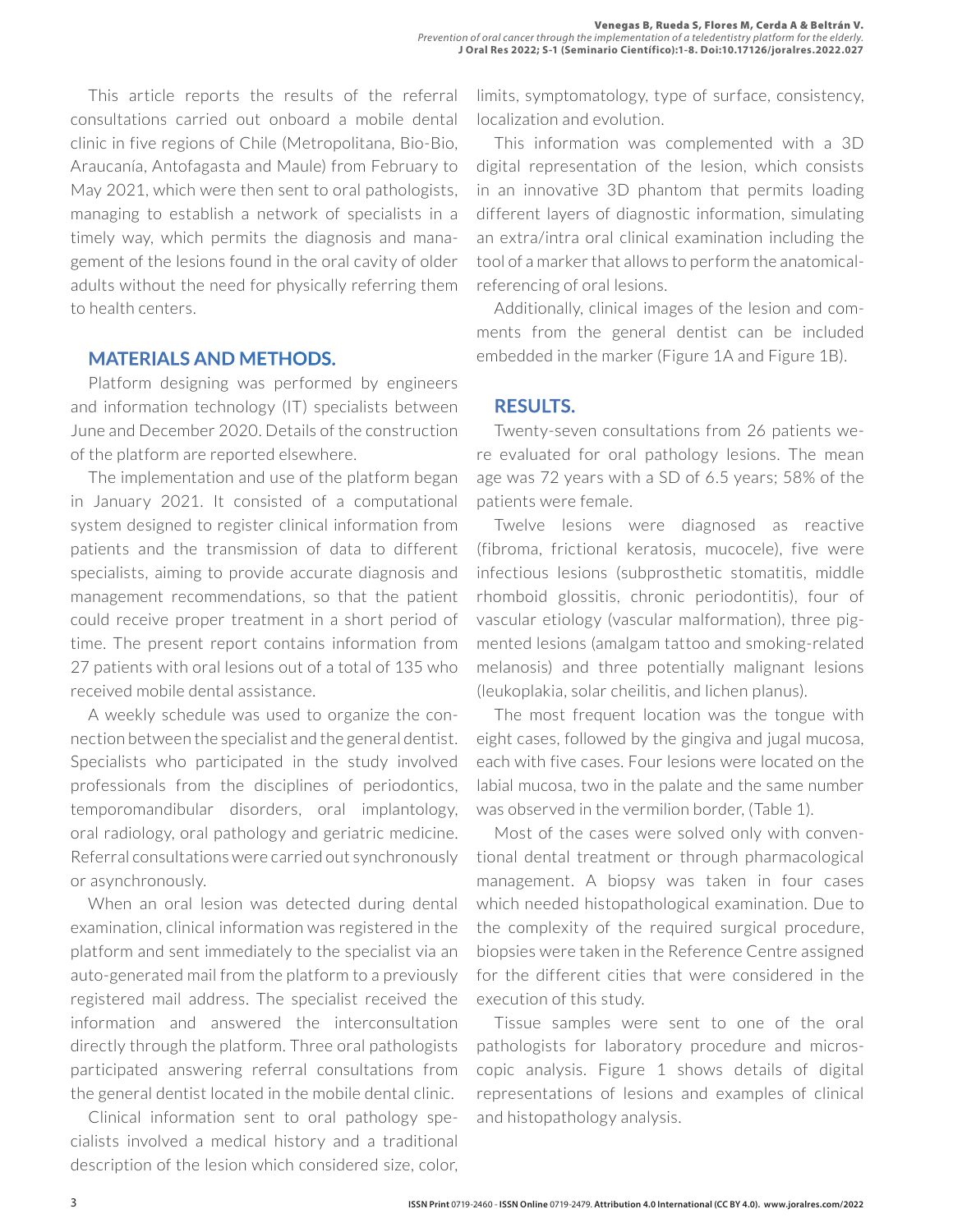This article reports the results of the referral consultations carried out onboard a mobile dental clinic in five regions of Chile (Metropolitana, Bio-Bio, Araucanía, Antofagasta and Maule) from February to May 2021, which were then sent to oral pathologists, managing to establish a network of specialists in a timely way, which permits the diagnosis and management of the lesions found in the oral cavity of older adults without the need for physically referring them to health centers.

## MATERIALS AND METHODS.

Platform designing was performed by engineers and information technology (IT) specialists between June and December 2020. Details of the construction of the platform are reported elsewhere.

The implementation and use of the platform began in January 2021. It consisted of a computational system designed to register clinical information from patients and the transmission of data to different specialists, aiming to provide accurate diagnosis and management recommendations, so that the patient could receive proper treatment in a short period of time. The present report contains information from 27 patients with oral lesions out of a total of 135 who received mobile dental assistance.

A weekly schedule was used to organize the connection between the specialist and the general dentist. Specialists who participated in the study involved professionals from the disciplines of periodontics, temporomandibular disorders, oral implantology, oral radiology, oral pathology and geriatric medicine. Referral consultations were carried out synchronously or asynchronously.

When an oral lesion was detected during dental examination, clinical information was registered in the platform and sent immediately to the specialist via an auto-generated mail from the platform to a previously registered mail address. The specialist received the information and answered the interconsultation directly through the platform. Three oral pathologists participated answering referral consultations from the general dentist located in the mobile dental clinic.

Clinical information sent to oral pathology specialists involved a medical history and a traditional description of the lesion which considered size, color, limits, symptomatology, type of surface, consistency, localization and evolution.

This information was complemented with a 3D digital representation of the lesion, which consists in an innovative 3D phantom that permits loading different layers of diagnostic information, simulating an extra/intra oral clinical examination including the tool of a marker that allows to perform the anatomical-referencing of oral lesions.

Additionally, clinical images of the lesion and comments from the general dentist can be included embedded in the marker (Figure 1A and Figure 1B).

## RESULTS.

Twenty-seven consultations from 26 patients were evaluated for oral pathology lesions. The mean age was 72 years with a SD of 6.5 years; 58% of the patients were female.

Twelve lesions were diagnosed as reactive (fibroma, frictional keratosis, mucocele), five were infectious lesions (subprosthetic stomatitis, middle rhomboid glossitis, chronic periodontitis), four of vascular etiology (vascular malformation), three pigmented lesions (amalgam tattoo and smoking-related melanosis) and three potentially malignant lesions (leukoplakia, solar cheilitis, and lichen planus).

The most frequent location was the tongue with eight cases, followed by the gingiva and jugal mucosa, each with five cases. Four lesions were located on the labial mucosa, two in the palate and the same number was observed in the vermilion border, (Table 1).

Most of the cases were solved only with conventional dental treatment or through pharmacological management. A biopsy was taken in four cases which needed histopathological examination. Due to the complexity of the required surgical procedure, biopsies were taken in the Reference Centre assigned for the different cities that were considered in the execution of this study.

Tissue samples were sent to one of the oral pathologists for laboratory procedure and microscopic analysis. Figure 1 shows details of digital representations of lesions and examples of clinical and histopathology analysis.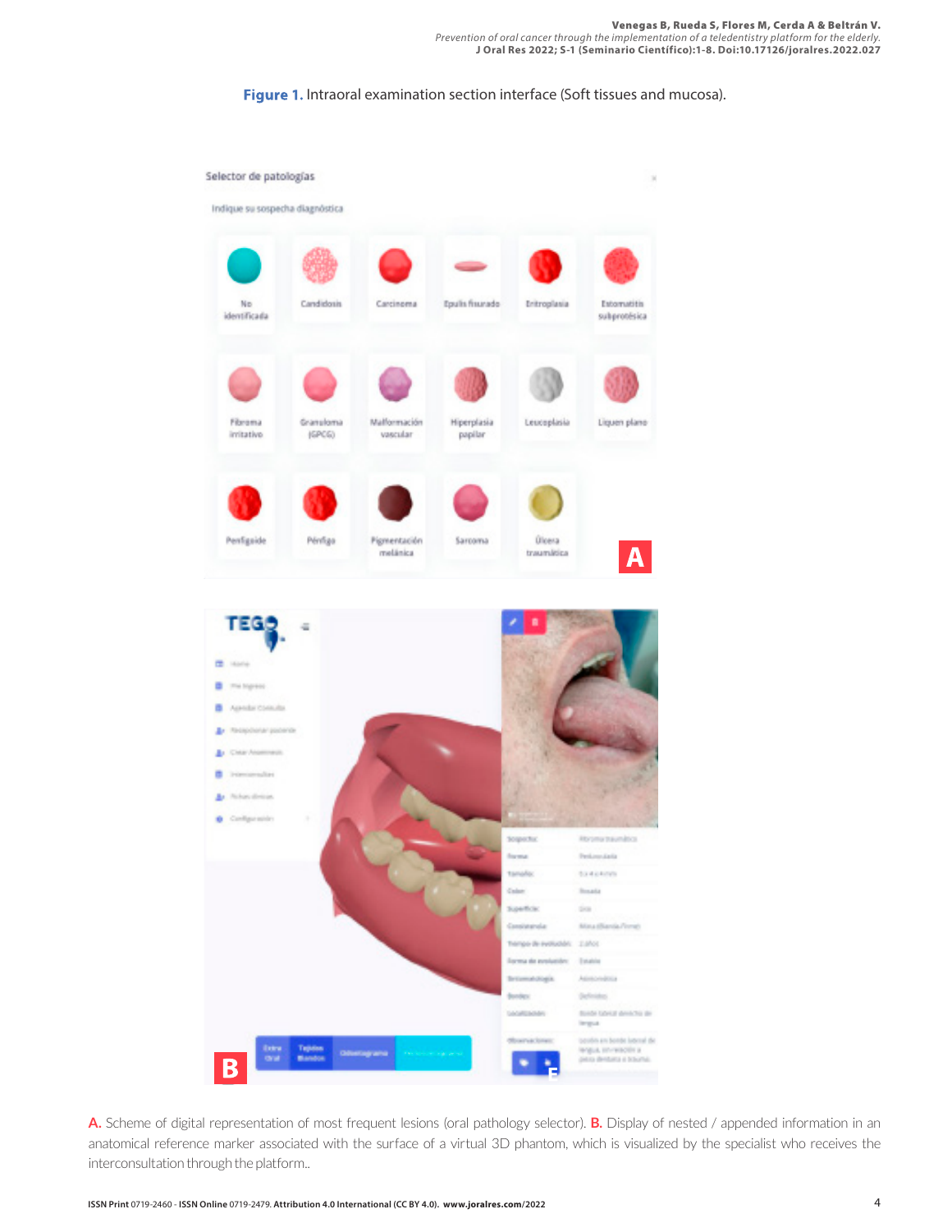**Figure 1.** Intraoral examination section interface (Soft tissues and mucosa).

**A.** Scheme of digital representation of most frequent lesions (oral pathology selector). **B.** Display of nested / appended information in an anatomical reference marker associated with the surface of a virtual 3D phantom, which is visualized by the specialist who receives the interconsultation through the platform..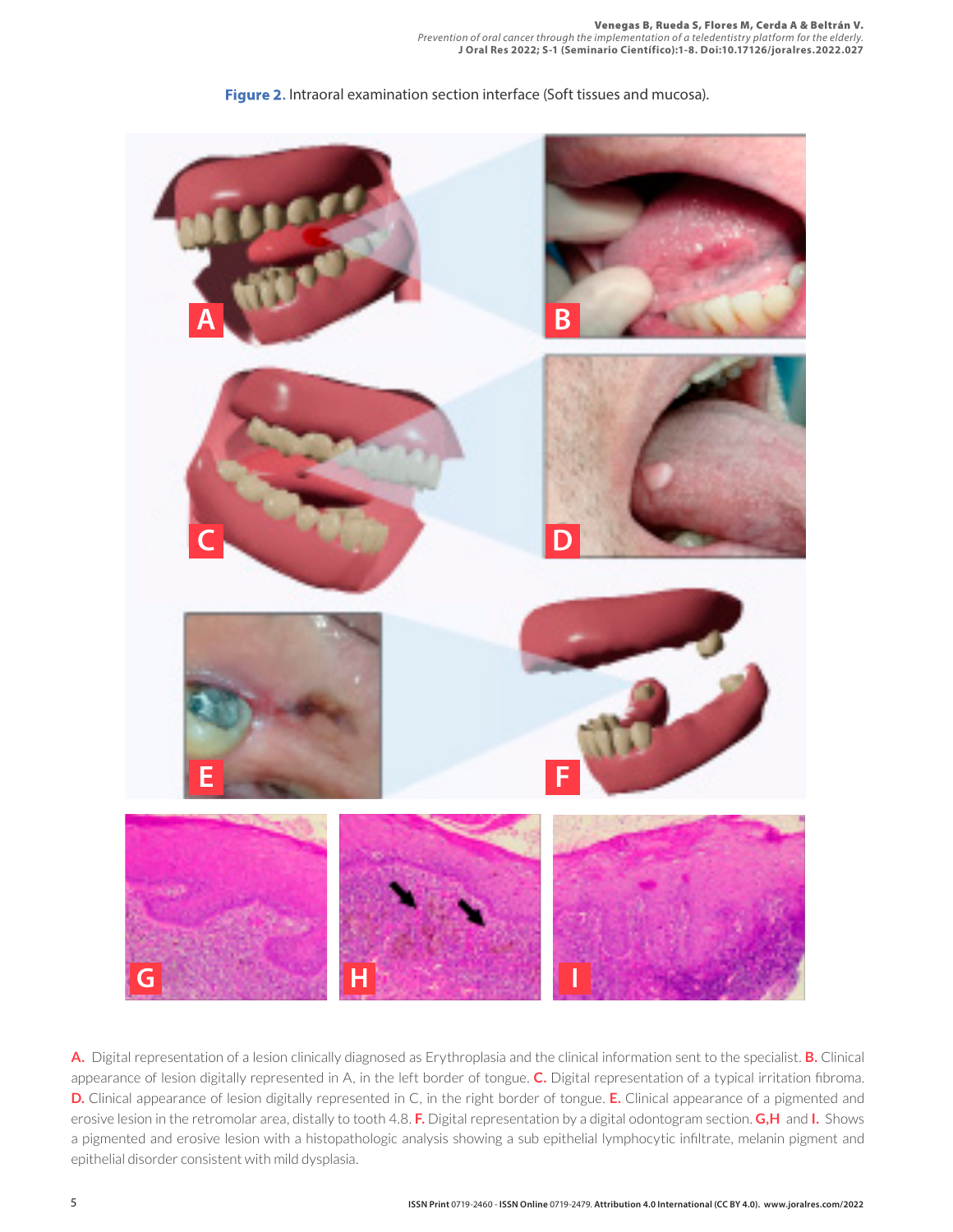**Figure 2.** Intraoral examination section interface (Soft tissues and mucosa).

**A.** Digital representation of a lesion clinically diagnosed as Erythroplasia and the clinical information sent to the specialist. **B.** Clinical appearance of lesion digitally represented in A, in the left border of tongue. **C.** Digital representation of a typical irritation fibroma. **D.** Clinical appearance of lesion digitally represented in C, in the right border of tongue. **E.** Clinical appearance of a pigmented and erosive lesion in the retromolar area, distally to tooth 4.8. **F.** Digital representation by a digital odontogram section. **G,H** and **I.** Shows a pigmented and erosive lesion with a histopathologic analysis showing a sub epithelial lymphocytic infiltrate, melanin pigment and epithelial disorder consistent with mild dysplasia.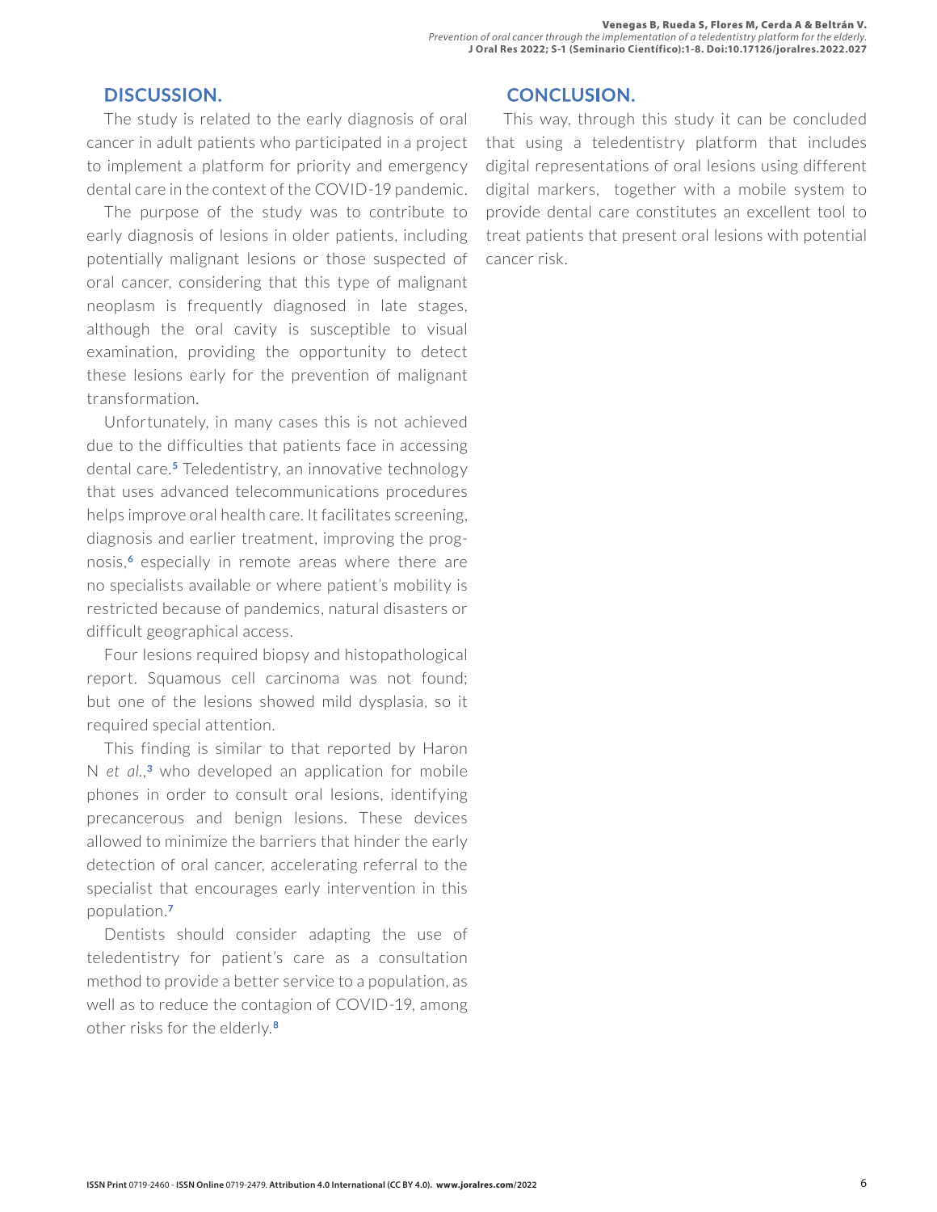## DISCUSSION.

The study is related to the early diagnosis of oral cancer in adult patients who participated in a project to implement a platform for priority and emergency dental care in the context of the COVID-19 pandemic.

The purpose of the study was to contribute to early diagnosis of lesions in older patients, including potentially malignant lesions or those suspected of oral cancer, considering that this type of malignant neoplasm is frequently diagnosed in late stages, although the oral cavity is susceptible to visual examination, providing the opportunity to detect these lesions early for the prevention of malignant transformation.

Unfortunately, in many cases this is not achieved due to the difficulties that patients face in accessing dental care.[5] Teledentistry, an innovative technology that uses advanced telecommunications procedures helps improve oral health care. It facilitates screening, diagnosis and earlier treatment, improving the prognosis,[6] especially in remote areas where there are no specialists available or where patient's mobility is restricted because of pandemics, natural disasters or difficult geographical access.

Four lesions required biopsy and histopathological report. Squamous cell carcinoma was not found; but one of the lesions showed mild dysplasia, so it required special attention.

This finding is similar to that reported by Haron N *et al.*,[3] who developed an application for mobile phones in order to consult oral lesions, identifying precancerous and benign lesions. These devices allowed to minimize the barriers that hinder the early detection of oral cancer, accelerating referral to the specialist that encourages early intervention in this population.[7]

Dentists should consider adapting the use of teledentistry for patient's care as a consultation method to provide a better service to a population, as well as to reduce the contagion of COVID-19, among other risks for the elderly.[8]

## CONCLUSION.

This way, through this study it can be concluded that using a teledentistry platform that includes digital representations of oral lesions using different digital markers, together with a mobile system to provide dental care constitutes an excellent tool to treat patients that present oral lesions with potential cancer risk.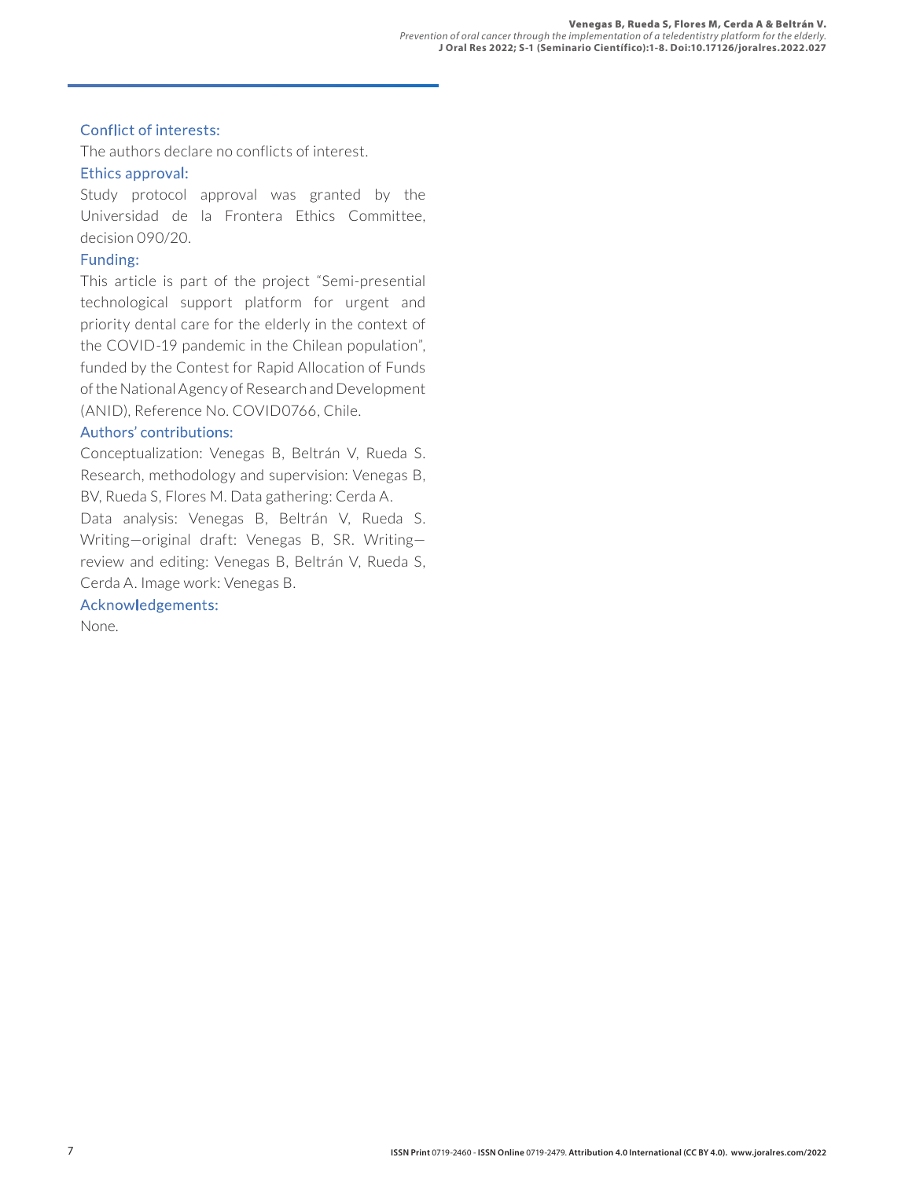### Conflict of interests:

The authors declare no conflicts of interest.

### Ethics approval:

Study protocol approval was granted by the Universidad de la Frontera Ethics Committee, decision 090/20.

### Funding:

This article is part of the project "Semi-presential technological support platform for urgent and priority dental care for the elderly in the context of the COVID-19 pandemic in the Chilean population", funded by the Contest for Rapid Allocation of Funds of the National Agency of Research and Development (ANID), Reference No. COVID0766, Chile.

### Authors' contributions:

Conceptualization: Venegas B, Beltrán V, Rueda S. Research, methodology and supervision: Venegas B, BV, Rueda S, Flores M. Data gathering: Cerda A.
Data analysis: Venegas B, Beltrán V, Rueda S. Writing—original draft: Venegas B, SR. Writing—review and editing: Venegas B, Beltrán V, Rueda S, Cerda A. Image work: Venegas B.

### Acknowledgements:

None.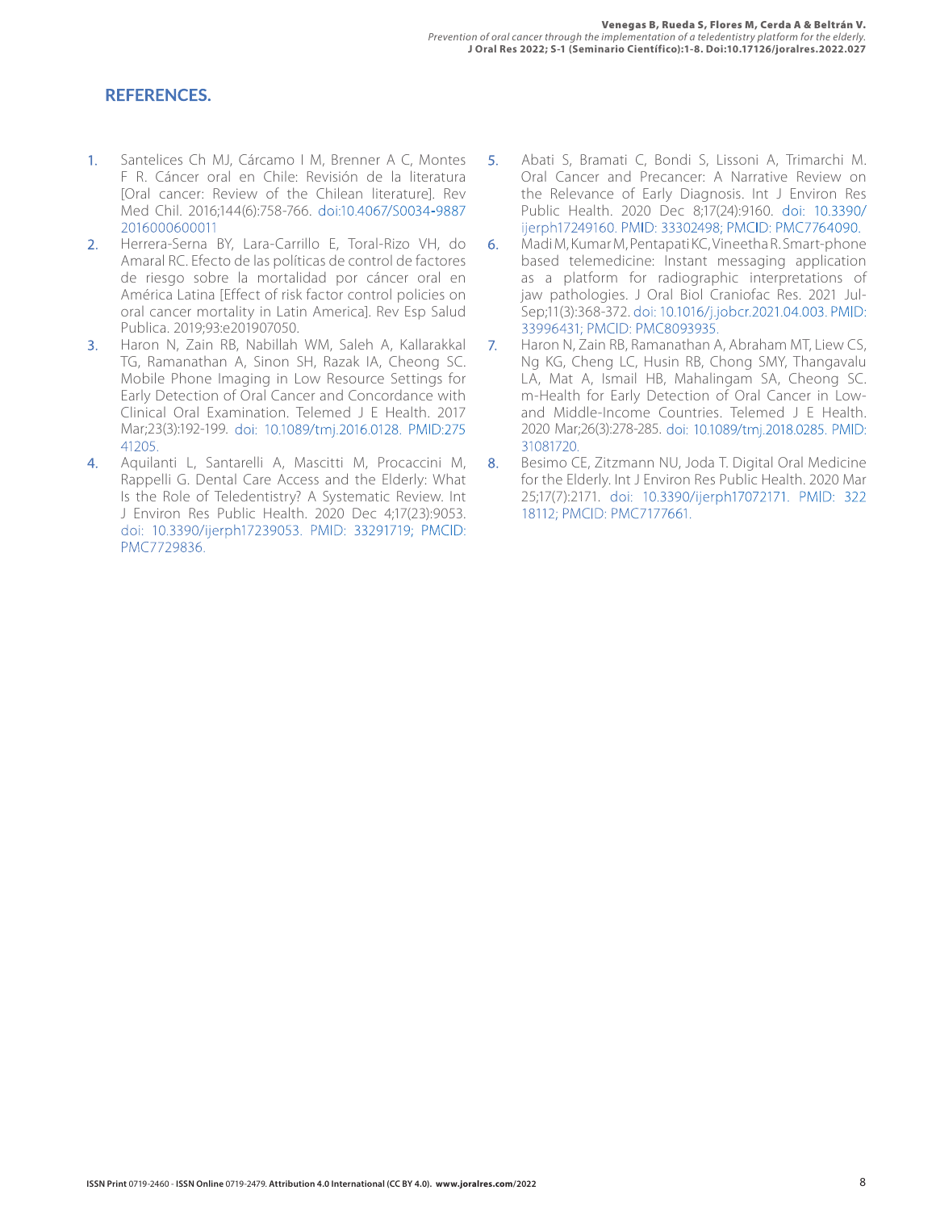## REFERENCES.

1. Santelices Ch MJ, Cárcamo I M, Brenner A C, Montes F R. Cáncer oral en Chile: Revisión de la literatura [Oral cancer: Review of the Chilean literature]. Rev Med Chil. 2016;144(6):758-766. doi:10.4067/S0034-98872016000600011
2. Herrera-Serna BY, Lara-Carrillo E, Toral-Rizo VH, do Amaral RC. Efecto de las políticas de control de factores de riesgo sobre la mortalidad por cáncer oral en América Latina [Effect of risk factor control policies on oral cancer mortality in Latin America]. Rev Esp Salud Publica. 2019;93:e201907050.
3. Haron N, Zain RB, Nabillah WM, Saleh A, Kallarakkal TG, Ramanathan A, Sinon SH, Razak IA, Cheong SC. Mobile Phone Imaging in Low Resource Settings for Early Detection of Oral Cancer and Concordance with Clinical Oral Examination. Telemed J E Health. 2017 Mar;23(3):192-199. doi: 10.1089/tmj.2016.0128. PMID:27541205.
4. Aquilanti L, Santarelli A, Mascitti M, Procaccini M, Rappelli G. Dental Care Access and the Elderly: What Is the Role of Teledentistry? A Systematic Review. Int J Environ Res Public Health. 2020 Dec 4;17(23):9053. doi: 10.3390/ijerph17239053. PMID: 33291719; PMCID: PMC7729836.
5. Abati S, Bramati C, Bondi S, Lissoni A, Trimarchi M. Oral Cancer and Precancer: A Narrative Review on the Relevance of Early Diagnosis. Int J Environ Res Public Health. 2020 Dec 8;17(24):9160. doi: 10.3390/ijerph17249160. PMID: 33302498; PMCID: PMC7764090.
6. Madi M, Kumar M, Pentapati KC, Vineetha R. Smart-phone based telemedicine: Instant messaging application as a platform for radiographic interpretations of jaw pathologies. J Oral Biol Craniofac Res. 2021 Jul-Sep;11(3):368-372. doi: 10.1016/j.jobcr.2021.04.003. PMID: 33996431; PMCID: PMC8093935.
7. Haron N, Zain RB, Ramanathan A, Abraham MT, Liew CS, Ng KG, Cheng LC, Husin RB, Chong SMY, Thangavalu LA, Mat A, Ismail HB, Mahalingam SA, Cheong SC. m-Health for Early Detection of Oral Cancer in Low- and Middle-Income Countries. Telemed J E Health. 2020 Mar;26(3):278-285. doi: 10.1089/tmj.2018.0285. PMID: 31081720.
8. Besimo CE, Zitzmann NU, Joda T. Digital Oral Medicine for the Elderly. Int J Environ Res Public Health. 2020 Mar 25;17(7):2171. doi: 10.3390/ijerph17072171. PMID: 32218112; PMCID: PMC7177661.